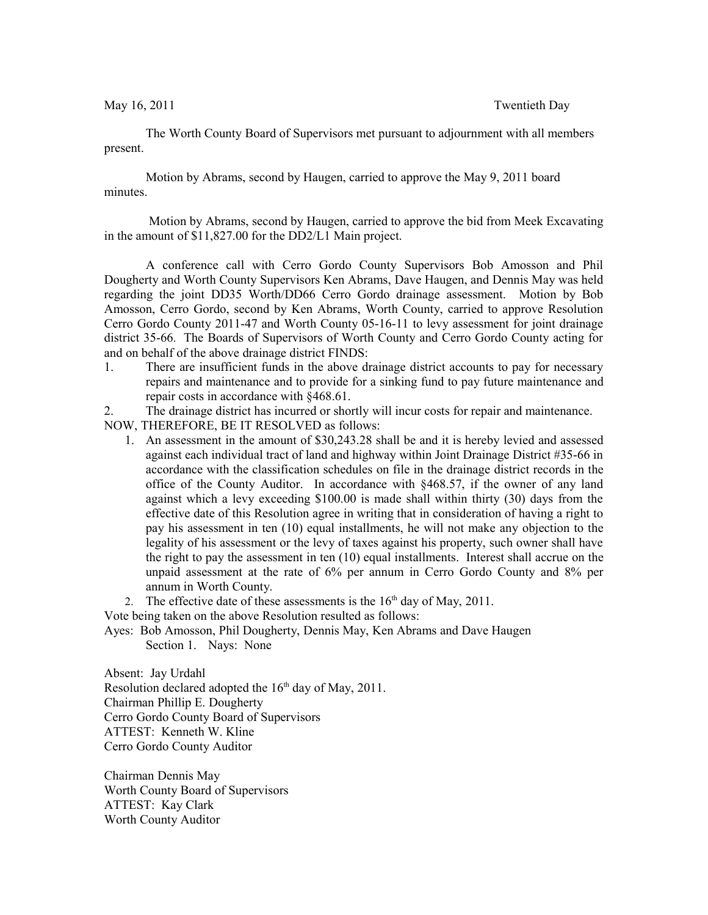May 16, 2011 Twentieth Day

The Worth County Board of Supervisors met pursuant to adjournment with all members present.

Motion by Abrams, second by Haugen, carried to approve the May 9, 2011 board minutes.

Motion by Abrams, second by Haugen, carried to approve the bid from Meek Excavating in the amount of $11,827.00 for the DD2/L1 Main project.

A conference call with Cerro Gordo County Supervisors Bob Amosson and Phil Dougherty and Worth County Supervisors Ken Abrams, Dave Haugen, and Dennis May was held regarding the joint DD35 Worth/DD66 Cerro Gordo drainage assessment. Motion by Bob Amosson, Cerro Gordo, second by Ken Abrams, Worth County, carried to approve Resolution Cerro Gordo County 2011-47 and Worth County 05-16-11 to levy assessment for joint drainage district 35-66. The Boards of Supervisors of Worth County and Cerro Gordo County acting for and on behalf of the above drainage district FINDS:

1. There are insufficient funds in the above drainage district accounts to pay for necessary repairs and maintenance and to provide for a sinking fund to pay future maintenance and repair costs in accordance with §468.61.
2. The drainage district has incurred or shortly will incur costs for repair and maintenance.

NOW, THEREFORE, BE IT RESOLVED as follows:

1. An assessment in the amount of $30,243.28 shall be and it is hereby levied and assessed against each individual tract of land and highway within Joint Drainage District #35-66 in accordance with the classification schedules on file in the drainage district records in the office of the County Auditor. In accordance with §468.57, if the owner of any land against which a levy exceeding $100.00 is made shall within thirty (30) days from the effective date of this Resolution agree in writing that in consideration of having a right to pay his assessment in ten (10) equal installments, he will not make any objection to the legality of his assessment or the levy of taxes against his property, such owner shall have the right to pay the assessment in ten (10) equal installments. Interest shall accrue on the unpaid assessment at the rate of 6% per annum in Cerro Gordo County and 8% per annum in Worth County.
2. The effective date of these assessments is the 16th day of May, 2011.

Vote being taken on the above Resolution resulted as follows:

Ayes: Bob Amosson, Phil Dougherty, Dennis May, Ken Abrams and Dave Haugen
Section 1. Nays: None

Absent: Jay Urdahl
Resolution declared adopted the 16th day of May, 2011.
Chairman Phillip E. Dougherty
Cerro Gordo County Board of Supervisors
ATTEST: Kenneth W. Kline
Cerro Gordo County Auditor

Chairman Dennis May
Worth County Board of Supervisors
ATTEST: Kay Clark
Worth County Auditor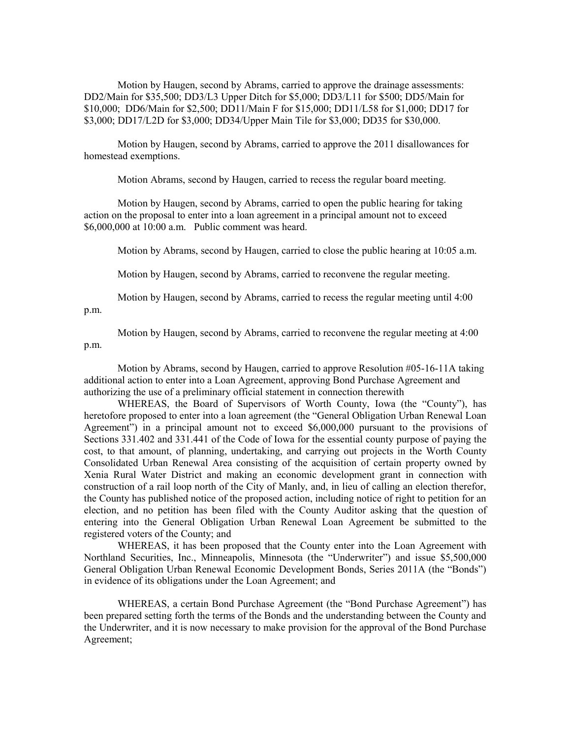Motion by Haugen, second by Abrams, carried to approve the drainage assessments: DD2/Main for $35,500; DD3/L3 Upper Ditch for $5,000; DD3/L11 for $500; DD5/Main for $10,000; DD6/Main for $2,500; DD11/Main F for $15,000; DD11/L58 for $1,000; DD17 for $3,000; DD17/L2D for $3,000; DD34/Upper Main Tile for $3,000; DD35 for $30,000.

Motion by Haugen, second by Abrams, carried to approve the 2011 disallowances for homestead exemptions.

Motion Abrams, second by Haugen, carried to recess the regular board meeting.

Motion by Haugen, second by Abrams, carried to open the public hearing for taking action on the proposal to enter into a loan agreement in a principal amount not to exceed $6,000,000 at 10:00 a.m. Public comment was heard.

Motion by Abrams, second by Haugen, carried to close the public hearing at 10:05 a.m.

Motion by Haugen, second by Abrams, carried to reconvene the regular meeting.

Motion by Haugen, second by Abrams, carried to recess the regular meeting until 4:00 p.m.

Motion by Haugen, second by Abrams, carried to reconvene the regular meeting at 4:00 p.m.

Motion by Abrams, second by Haugen, carried to approve Resolution #05-16-11A taking additional action to enter into a Loan Agreement, approving Bond Purchase Agreement and authorizing the use of a preliminary official statement in connection therewith

WHEREAS, the Board of Supervisors of Worth County, Iowa (the "County"), has heretofore proposed to enter into a loan agreement (the "General Obligation Urban Renewal Loan Agreement") in a principal amount not to exceed $6,000,000 pursuant to the provisions of Sections 331.402 and 331.441 of the Code of Iowa for the essential county purpose of paying the cost, to that amount, of planning, undertaking, and carrying out projects in the Worth County Consolidated Urban Renewal Area consisting of the acquisition of certain property owned by Xenia Rural Water District and making an economic development grant in connection with construction of a rail loop north of the City of Manly, and, in lieu of calling an election therefor, the County has published notice of the proposed action, including notice of right to petition for an election, and no petition has been filed with the County Auditor asking that the question of entering into the General Obligation Urban Renewal Loan Agreement be submitted to the registered voters of the County; and

WHEREAS, it has been proposed that the County enter into the Loan Agreement with Northland Securities, Inc., Minneapolis, Minnesota (the "Underwriter") and issue $5,500,000 General Obligation Urban Renewal Economic Development Bonds, Series 2011A (the "Bonds") in evidence of its obligations under the Loan Agreement; and

WHEREAS, a certain Bond Purchase Agreement (the "Bond Purchase Agreement") has been prepared setting forth the terms of the Bonds and the understanding between the County and the Underwriter, and it is now necessary to make provision for the approval of the Bond Purchase Agreement;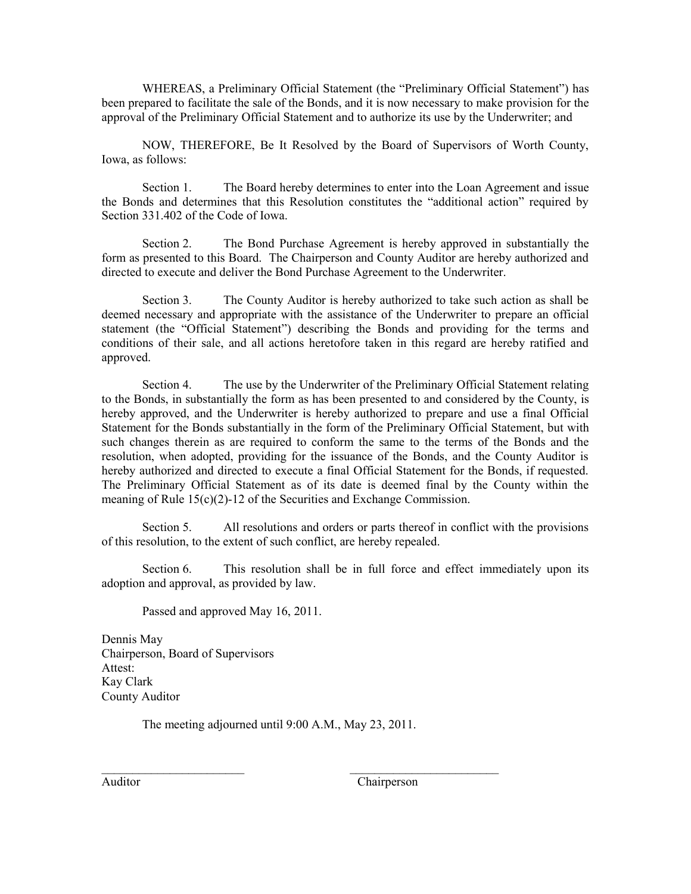WHEREAS, a Preliminary Official Statement (the "Preliminary Official Statement") has been prepared to facilitate the sale of the Bonds, and it is now necessary to make provision for the approval of the Preliminary Official Statement and to authorize its use by the Underwriter; and

NOW, THEREFORE, Be It Resolved by the Board of Supervisors of Worth County, Iowa, as follows:

Section 1. The Board hereby determines to enter into the Loan Agreement and issue the Bonds and determines that this Resolution constitutes the "additional action" required by Section 331.402 of the Code of Iowa.

Section 2. The Bond Purchase Agreement is hereby approved in substantially the form as presented to this Board. The Chairperson and County Auditor are hereby authorized and directed to execute and deliver the Bond Purchase Agreement to the Underwriter.

Section 3. The County Auditor is hereby authorized to take such action as shall be deemed necessary and appropriate with the assistance of the Underwriter to prepare an official statement (the "Official Statement") describing the Bonds and providing for the terms and conditions of their sale, and all actions heretofore taken in this regard are hereby ratified and approved.

Section 4. The use by the Underwriter of the Preliminary Official Statement relating to the Bonds, in substantially the form as has been presented to and considered by the County, is hereby approved, and the Underwriter is hereby authorized to prepare and use a final Official Statement for the Bonds substantially in the form of the Preliminary Official Statement, but with such changes therein as are required to conform the same to the terms of the Bonds and the resolution, when adopted, providing for the issuance of the Bonds, and the County Auditor is hereby authorized and directed to execute a final Official Statement for the Bonds, if requested. The Preliminary Official Statement as of its date is deemed final by the County within the meaning of Rule 15(c)(2)-12 of the Securities and Exchange Commission.

Section 5. All resolutions and orders or parts thereof in conflict with the provisions of this resolution, to the extent of such conflict, are hereby repealed.

Section 6. This resolution shall be in full force and effect immediately upon its adoption and approval, as provided by law.

Passed and approved May 16, 2011.

Dennis May  
Chairperson, Board of Supervisors  
Attest:  
Kay Clark  
County Auditor

The meeting adjourned until 9:00 A.M., May 23, 2011.

\_\_\_\_\_\_\_\_\_\_\_\_\_\_\_\_\_\_\_\_\_\_\_\_ \_\_\_\_\_\_\_\_\_\_\_\_\_\_\_\_\_\_\_\_\_\_\_\_\_

Auditor Chairperson